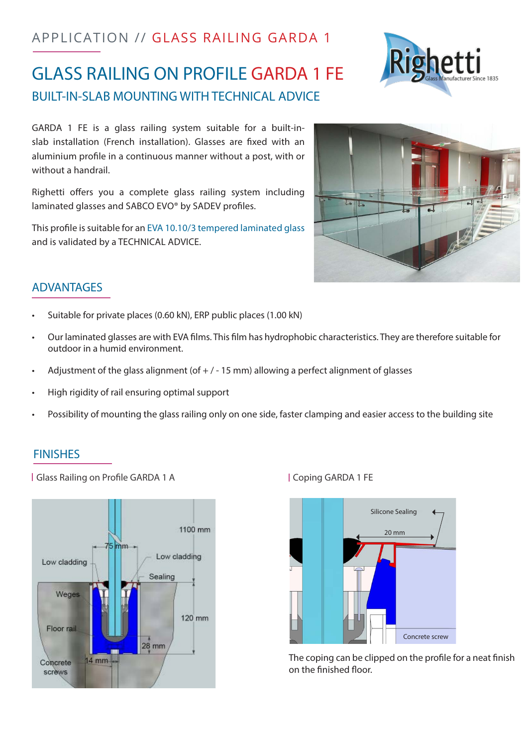APPLICATION // GLASS RAILING GARDA 1

# GLASS RAILING ON PROFILE GARDA 1 FE

## BUILT-IN-SLAB MOUNTING WITH TECHNICAL ADVICE

GARDA 1 FE is a glass railing system suitable for a built-in-slab installation (French installation). Glasses are fixed with an aluminium profile in a continuous manner without a post, with or without a handrail.

Righetti offers you a complete glass railing system including laminated glasses and SABCO EVO® by SADEV profiles.

This profile is suitable for an EVA 10.10/3 tempered laminated glass and is validated by a TECHNICAL ADVICE.

## ADVANTAGES

- Suitable for private places (0.60 kN), ERP public places (1.00 kN)
- Our laminated glasses are with EVA films. This film has hydrophobic characteristics. They are therefore suitable for outdoor in a humid environment.
- Adjustment of the glass alignment (of + / - 15 mm) allowing a perfect alignment of glasses
- High rigidity of rail ensuring optimal support
- Possibility of mounting the glass railing only on one side, faster clamping and easier access to the building site

## FINISHES

| Glass Railing on Profile GARDA 1 A

| Coping GARDA 1 FE

The coping can be clipped on the profile for a neat finish on the finished floor.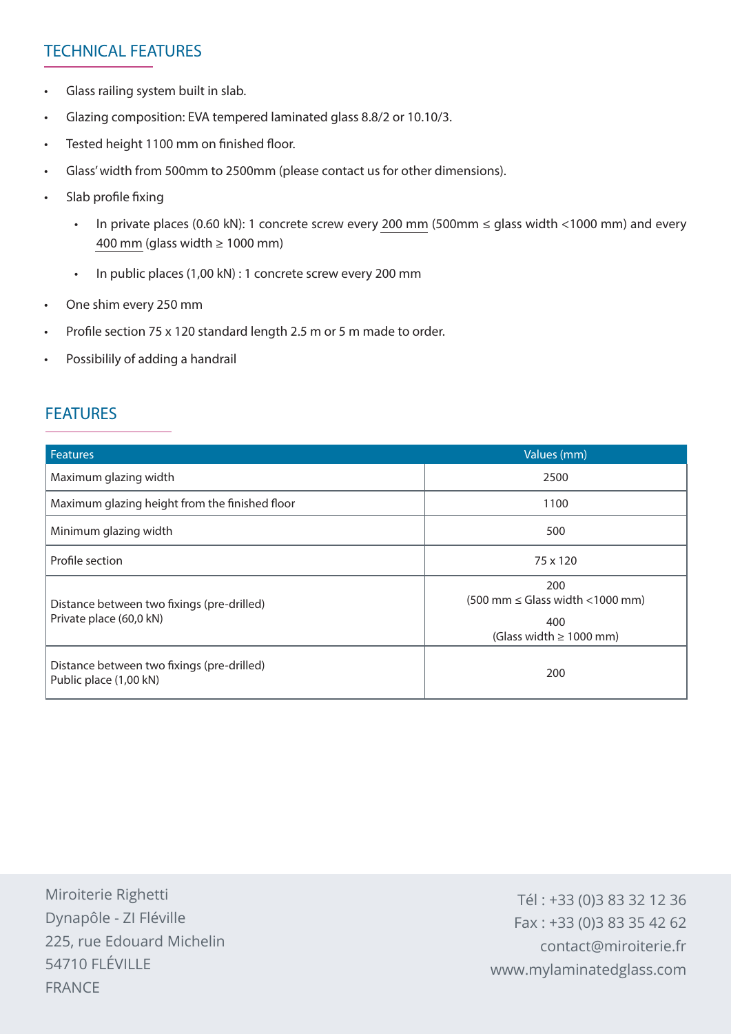## TECHNICAL FEATURES

- Glass railing system built in slab.
- Glazing composition: EVA tempered laminated glass 8.8/2 or 10.10/3.
- Tested height 1100 mm on finished floor.
- Glass' width from 500mm to 2500mm (please contact us for other dimensions).
- Slab profile fixing
    - In private places (0.60 kN): 1 concrete screw every 200 mm (500mm ≤ glass width <1000 mm) and every 400 mm (glass width ≥ 1000 mm)
    - In public places (1,00 kN) : 1 concrete screw every 200 mm
- One shim every 250 mm
- Profile section 75 x 120 standard length 2.5 m or 5 m made to order.
- Possibilily of adding a handrail

## FEATURES

| Features | Values (mm) |
|---|---|
| Maximum glazing width | 2500 |
| Maximum glazing height from the finished floor | 1100 |
| Minimum glazing width | 500 |
| Profile section | 75 x 120 |
| Distance between two fixings (pre-drilled) Private place (60,0 kN) | 200 (500 mm ≤ Glass width <1000 mm) 400 (Glass width ≥ 1000 mm) |
| Distance between two fixings (pre-drilled) Public place (1,00 kN) | 200 |

Miroiterie Righetti
Dynapôle - ZI Fléville
225, rue Edouard Michelin
54710 FLÉVILLE
FRANCE

Tél : +33 (0)3 83 32 12 36
Fax : +33 (0)3 83 35 42 62
contact@miroiterie.fr
www.mylaminatedglass.com